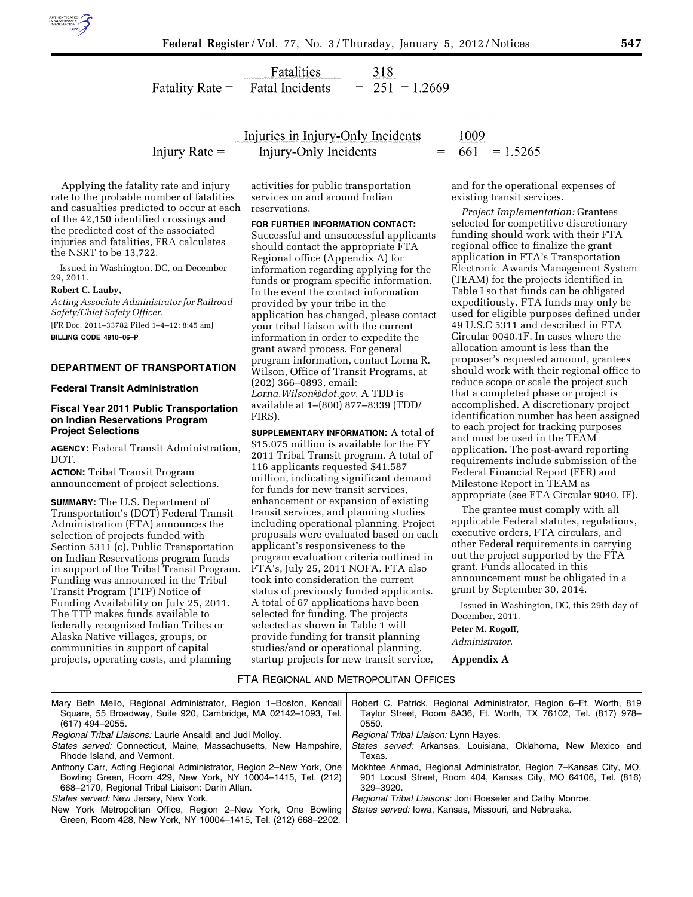$$\text{Fatality Rate} = \frac{\text{Fatalities}}{\text{Fatal Incidents}} = \frac{318}{251} = 1.2669$$

$$\text{Injury Rate} = \frac{\text{Injuries in Injury-Only Incidents}}{\text{Injury-Only Incidents}} = \frac{1009}{661} = 1.5265$$

Applying the fatality rate and injury rate to the probable number of fatalities and casualties predicted to occur at each of the 42,150 identified crossings and the predicted cost of the associated injuries and fatalities, FRA calculates the NSRT to be 13,722.

Issued in Washington, DC, on December 29, 2011.

**Robert C. Lauby,**

*Acting Associate Administrator for Railroad Safety/Chief Safety Officer.*

[FR Doc. 2011–33782 Filed 1–4–12; 8:45 am]

**BILLING CODE 4910–06–P**

## DEPARTMENT OF TRANSPORTATION

### Federal Transit Administration

### Fiscal Year 2011 Public Transportation on Indian Reservations Program Project Selections

**AGENCY:** Federal Transit Administration, DOT.

**ACTION:** Tribal Transit Program announcement of project selections.

**SUMMARY:** The U.S. Department of Transportation's (DOT) Federal Transit Administration (FTA) announces the selection of projects funded with Section 5311 (c), Public Transportation on Indian Reservations program funds in support of the Tribal Transit Program. Funding was announced in the Tribal Transit Program (TTP) Notice of Funding Availability on July 25, 2011. The TTP makes funds available to federally recognized Indian Tribes or Alaska Native villages, groups, or communities in support of capital projects, operating costs, and planning activities for public transportation services on and around Indian reservations.

**FOR FURTHER INFORMATION CONTACT:** Successful and unsuccessful applicants should contact the appropriate FTA Regional office (Appendix A) for information regarding applying for the funds or program specific information. In the event the contact information provided by your tribe in the application has changed, please contact your tribal liaison with the current information in order to expedite the grant award process. For general program information, contact Lorna R. Wilson, Office of Transit Programs, at (202) 366–0893, email: *Lorna.Wilson@dot.gov.* A TDD is available at 1–(800) 877–8339 (TDD/FIRS).

**SUPPLEMENTARY INFORMATION:** A total of $15.075 million is available for the FY 2011 Tribal Transit program. A total of 116 applicants requested $41.587 million, indicating significant demand for funds for new transit services, enhancement or expansion of existing transit services, and planning studies including operational planning. Project proposals were evaluated based on each applicant's responsiveness to the program evaluation criteria outlined in FTA's, July 25, 2011 NOFA. FTA also took into consideration the current status of previously funded applicants. A total of 67 applications have been selected for funding. The projects selected as shown in Table 1 will provide funding for transit planning studies/and or operational planning, startup projects for new transit service, and for the operational expenses of existing transit services.

*Project Implementation:* Grantees selected for competitive discretionary funding should work with their FTA regional office to finalize the grant application in FTA's Transportation Electronic Awards Management System (TEAM) for the projects identified in Table I so that funds can be obligated expeditiously. FTA funds may only be used for eligible purposes defined under 49 U.S.C 5311 and described in FTA Circular 9040.1F. In cases where the allocation amount is less than the proposer's requested amount, grantees should work with their regional office to reduce scope or scale the project such that a completed phase or project is accomplished. A discretionary project identification number has been assigned to each project for tracking purposes and must be used in the TEAM application. The post-award reporting requirements include submission of the Federal Financial Report (FFR) and Milestone Report in TEAM as appropriate (see FTA Circular 9040. IF).

The grantee must comply with all applicable Federal statutes, regulations, executive orders, FTA circulars, and other Federal requirements in carrying out the project supported by the FTA grant. Funds allocated in this announcement must be obligated in a grant by September 30, 2014.

Issued in Washington, DC, this 29th day of December, 2011.

**Peter M. Rogoff,**

*Administrator.*

**Appendix A**

FTA REGIONAL AND METROPOLITAN OFFICES

Mary Beth Mello, Regional Administrator, Region 1–Boston, Kendall Square, 55 Broadway, Suite 920, Cambridge, MA 02142–1093, Tel. (617) 494–2055.

*Regional Tribal Liaisons:* Laurie Ansaldi and Judi Molloy.

*States served:* Connecticut, Maine, Massachusetts, New Hampshire, Rhode Island, and Vermont.

Anthony Carr, Acting Regional Administrator, Region 2–New York, One Bowling Green, Room 429, New York, NY 10004–1415, Tel. (212) 668–2170, Regional Tribal Liaison: Darin Allan.

*States served:* New Jersey, New York.

New York Metropolitan Office, Region 2–New York, One Bowling Green, Room 428, New York, NY 10004–1415, Tel. (212) 668–2202.

Robert C. Patrick, Regional Administrator, Region 6–Ft. Worth, 819 Taylor Street, Room 8A36, Ft. Worth, TX 76102, Tel. (817) 978–0550.

*Regional Tribal Liaison:* Lynn Hayes.

*States served:* Arkansas, Louisiana, Oklahoma, New Mexico and Texas.

Mokhtee Ahmad, Regional Administrator, Region 7–Kansas City, MO, 901 Locust Street, Room 404, Kansas City, MO 64106, Tel. (816) 329–3920.

*Regional Tribal Liaisons:* Joni Roeseler and Cathy Monroe.

*States served:* Iowa, Kansas, Missouri, and Nebraska.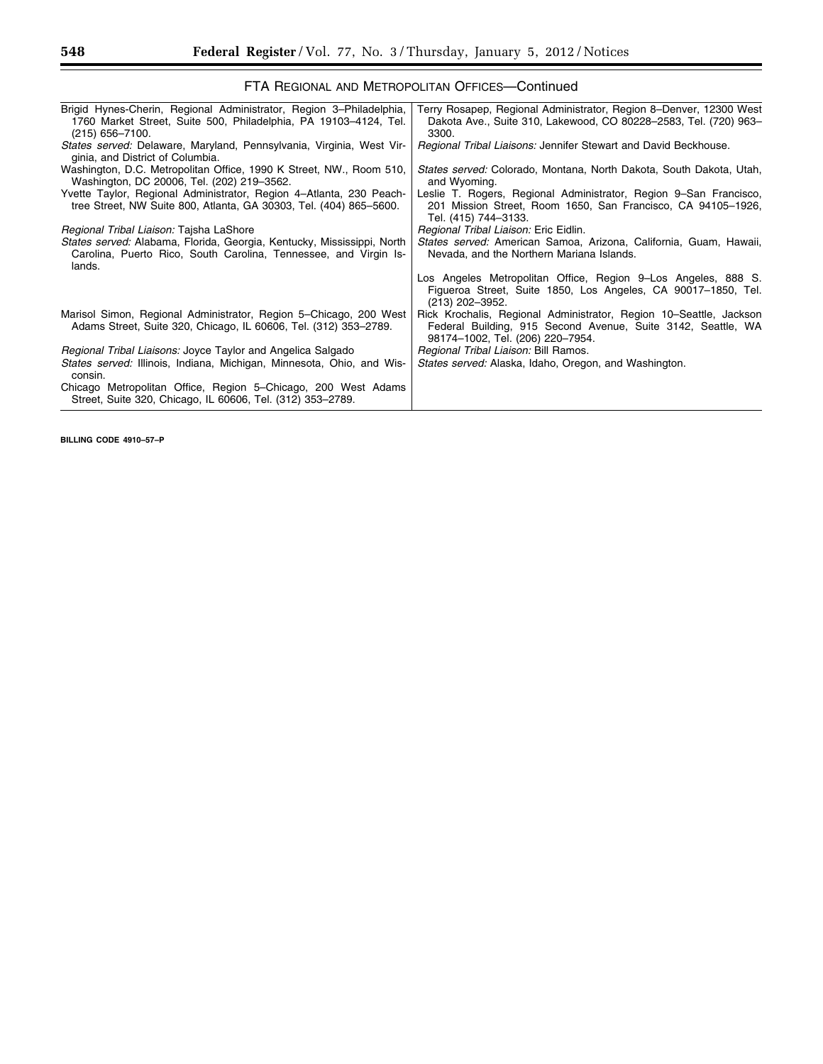## FTA REGIONAL AND METROPOLITAN OFFICES—Continued

| | |
|---|---|
| Brigid Hynes-Cherin, Regional Administrator, Region 3–Philadelphia, 1760 Market Street, Suite 500, Philadelphia, PA 19103–4124, Tel. (215) 656–7100.<br>*States served:* Delaware, Maryland, Pennsylvania, Virginia, West Virginia, and District of Columbia.<br>Washington, D.C. Metropolitan Office, 1990 K Street, NW., Room 510, Washington, DC 20006, Tel. (202) 219–3562. | Terry Rosapep, Regional Administrator, Region 8–Denver, 12300 West Dakota Ave., Suite 310, Lakewood, CO 80228–2583, Tel. (720) 963–3300.<br>*Regional Tribal Liaisons:* Jennifer Stewart and David Beckhouse.<br>*States served:* Colorado, Montana, North Dakota, South Dakota, Utah, and Wyoming. |
| Yvette Taylor, Regional Administrator, Region 4–Atlanta, 230 Peachtree Street, NW Suite 800, Atlanta, GA 30303, Tel. (404) 865–5600.<br>*Regional Tribal Liaison:* Tajsha LaShore<br>*States served:* Alabama, Florida, Georgia, Kentucky, Mississippi, North Carolina, Puerto Rico, South Carolina, Tennessee, and Virgin Islands. | Leslie T. Rogers, Regional Administrator, Region 9–San Francisco, 201 Mission Street, Room 1650, San Francisco, CA 94105–1926, Tel. (415) 744–3133.<br>*Regional Tribal Liaison:* Eric Eidlin.<br>*States served:* American Samoa, Arizona, California, Guam, Hawaii, Nevada, and the Northern Mariana Islands.<br>Los Angeles Metropolitan Office, Region 9–Los Angeles, 888 S. Figueroa Street, Suite 1850, Los Angeles, CA 90017–1850, Tel. (213) 202–3952. |
| Marisol Simon, Regional Administrator, Region 5–Chicago, 200 West Adams Street, Suite 320, Chicago, IL 60606, Tel. (312) 353–2789.<br>*Regional Tribal Liaisons:* Joyce Taylor and Angelica Salgado<br>*States served:* Illinois, Indiana, Michigan, Minnesota, Ohio, and Wisconsin.<br>Chicago Metropolitan Office, Region 5–Chicago, 200 West Adams Street, Suite 320, Chicago, IL 60606, Tel. (312) 353–2789. | Rick Krochalis, Regional Administrator, Region 10–Seattle, Jackson Federal Building, 915 Second Avenue, Suite 3142, Seattle, WA 98174–1002, Tel. (206) 220–7954.<br>*Regional Tribal Liaison:* Bill Ramos.<br>*States served:* Alaska, Idaho, Oregon, and Washington. |

**BILLING CODE 4910–57–P**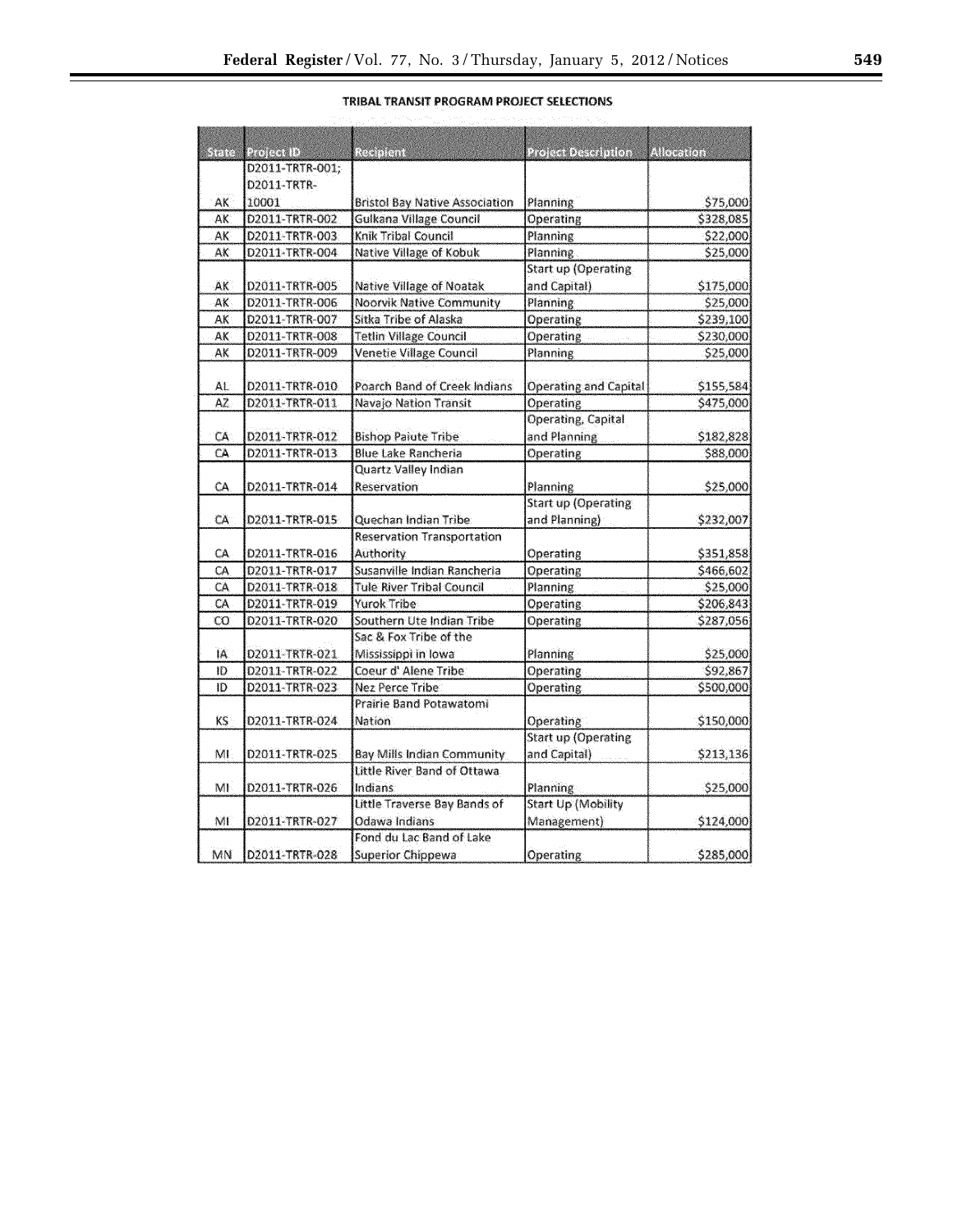**TRIBAL TRANSIT PROGRAM PROJECT SELECTIONS**

| State | Project ID | Recipient | Project Description | Allocation |
|---|---|---|---|---|
| AK | D2011-TRTR-001; D2011-TRTR-10001 | Bristol Bay Native Association | Planning | $75,000 |
| AK | D2011-TRTR-002 | Gulkana Village Council | Operating | $328,085 |
| AK | D2011-TRTR-003 | Knik Tribal Council | Planning | $22,000 |
| AK | D2011-TRTR-004 | Native Village of Kobuk | Planning | $25,000 |
| AK | D2011-TRTR-005 | Native Village of Noatak | Start up (Operating and Capital) | $175,000 |
| AK | D2011-TRTR-006 | Noorvik Native Community | Planning | $25,000 |
| AK | D2011-TRTR-007 | Sitka Tribe of Alaska | Operating | $239,100 |
| AK | D2011-TRTR-008 | Tetlin Village Council | Operating | $230,000 |
| AK | D2011-TRTR-009 | Venetie Village Council | Planning | $25,000 |
| AL | D2011-TRTR-010 | Poarch Band of Creek Indians | Operating and Capital | $155,584 |
| AZ | D2011-TRTR-011 | Navajo Nation Transit | Operating | $475,000 |
| CA | D2011-TRTR-012 | Bishop Paiute Tribe | Operating, Capital and Planning | $182,828 |
| CA | D2011-TRTR-013 | Blue Lake Rancheria | Operating | $88,000 |
| CA | D2011-TRTR-014 | Quartz Valley Indian Reservation | Planning | $25,000 |
| CA | D2011-TRTR-015 | Quechan Indian Tribe | Start up (Operating and Planning) | $232,007 |
| CA | D2011-TRTR-016 | Reservation Transportation Authority | Operating | $351,858 |
| CA | D2011-TRTR-017 | Susanville Indian Rancheria | Operating | $466,602 |
| CA | D2011-TRTR-018 | Tule River Tribal Council | Planning | $25,000 |
| CA | D2011-TRTR-019 | Yurok Tribe | Operating | $206,843 |
| CO | D2011-TRTR-020 | Southern Ute Indian Tribe | Operating | $287,056 |
| IA | D2011-TRTR-021 | Sac & Fox Tribe of the Mississippi in Iowa | Planning | $25,000 |
| ID | D2011-TRTR-022 | Coeur d' Alene Tribe | Operating | $92,867 |
| ID | D2011-TRTR-023 | Nez Perce Tribe | Operating | $500,000 |
| KS | D2011-TRTR-024 | Prairie Band Potawatomi Nation | Operating | $150,000 |
| MI | D2011-TRTR-025 | Bay Mills Indian Community | Start up (Operating and Capital) | $213,136 |
| MI | D2011-TRTR-026 | Little River Band of Ottawa Indians | Planning | $25,000 |
| MI | D2011-TRTR-027 | Little Traverse Bay Bands of Odawa Indians | Start Up (Mobility Management) | $124,000 |
| MN | D2011-TRTR-028 | Fond du Lac Band of Lake Superior Chippewa | Operating | $285,000 |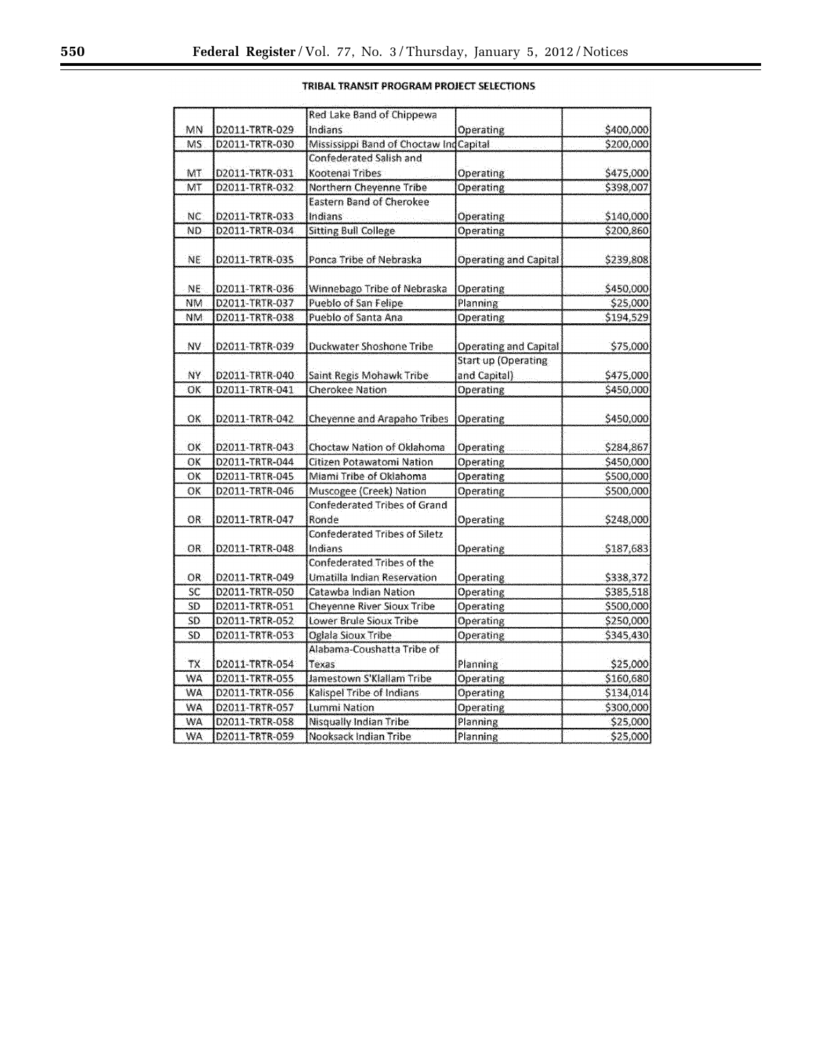TRIBAL TRANSIT PROGRAM PROJECT SELECTIONS

| | | | | |
|---|---|---|---|---|
| MN | D2011-TRTR-029 | Red Lake Band of Chippewa Indians | Operating | $400,000 |
| MS | D2011-TRTR-030 | Mississippi Band of Choctaw Ind | Capital | $200,000 |
| MT | D2011-TRTR-031 | Confederated Salish and Kootenai Tribes | Operating | $475,000 |
| MT | D2011-TRTR-032 | Northern Cheyenne Tribe | Operating | $398,007 |
| NC | D2011-TRTR-033 | Eastern Band of Cherokee Indians | Operating | $140,000 |
| ND | D2011-TRTR-034 | Sitting Bull College | Operating | $200,860 |
| NE | D2011-TRTR-035 | Ponca Tribe of Nebraska | Operating and Capital | $239,808 |
| NE | D2011-TRTR-036 | Winnebago Tribe of Nebraska | Operating | $450,000 |
| NM | D2011-TRTR-037 | Pueblo of San Felipe | Planning | $25,000 |
| NM | D2011-TRTR-038 | Pueblo of Santa Ana | Operating | $194,529 |
| NV | D2011-TRTR-039 | Duckwater Shoshone Tribe | Operating and Capital | $75,000 |
| NY | D2011-TRTR-040 | Saint Regis Mohawk Tribe | Start up (Operating and Capital) | $475,000 |
| OK | D2011-TRTR-041 | Cherokee Nation | Operating | $450,000 |
| OK | D2011-TRTR-042 | Cheyenne and Arapaho Tribes | Operating | $450,000 |
| OK | D2011-TRTR-043 | Choctaw Nation of Oklahoma | Operating | $284,867 |
| OK | D2011-TRTR-044 | Citizen Potawatomi Nation | Operating | $450,000 |
| OK | D2011-TRTR-045 | Miami Tribe of Oklahoma | Operating | $500,000 |
| OK | D2011-TRTR-046 | Muscogee (Creek) Nation | Operating | $500,000 |
| OR | D2011-TRTR-047 | Confederated Tribes of Grand Ronde | Operating | $248,000 |
| OR | D2011-TRTR-048 | Confederated Tribes of Siletz Indians | Operating | $187,683 |
| OR | D2011-TRTR-049 | Confederated Tribes of the Umatilla Indian Reservation | Operating | $338,372 |
| SC | D2011-TRTR-050 | Catawba Indian Nation | Operating | $385,518 |
| SD | D2011-TRTR-051 | Cheyenne River Sioux Tribe | Operating | $500,000 |
| SD | D2011-TRTR-052 | Lower Brule Sioux Tribe | Operating | $250,000 |
| SD | D2011-TRTR-053 | Oglala Sioux Tribe | Operating | $345,430 |
| TX | D2011-TRTR-054 | Alabama-Coushatta Tribe of Texas | Planning | $25,000 |
| WA | D2011-TRTR-055 | Jamestown S'Klallam Tribe | Operating | $160,680 |
| WA | D2011-TRTR-056 | Kalispel Tribe of Indians | Operating | $134,014 |
| WA | D2011-TRTR-057 | Lummi Nation | Operating | $300,000 |
| WA | D2011-TRTR-058 | Nisqually Indian Tribe | Planning | $25,000 |
| WA | D2011-TRTR-059 | Nooksack Indian Tribe | Planning | $25,000 |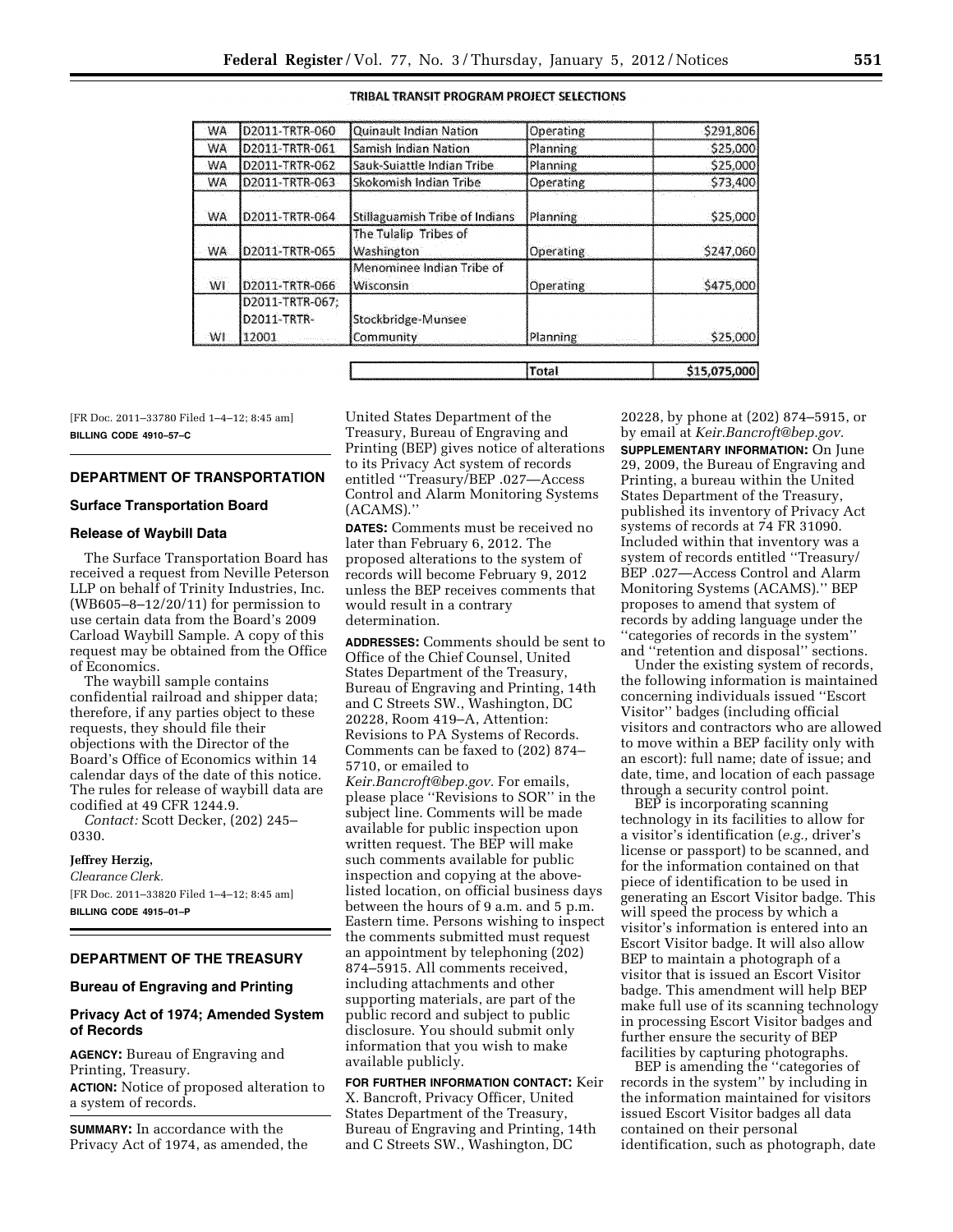TRIBAL TRANSIT PROGRAM PROJECT SELECTIONS

| | | | | |
|---|---|---|---|---|
| WA | D2011-TRTR-060 | Quinault Indian Nation | Operating | $291,806 |
| WA | D2011-TRTR-061 | Samish Indian Nation | Planning | $25,000 |
| WA | D2011-TRTR-062 | Sauk-Suiattle Indian Tribe | Planning | $25,000 |
| WA | D2011-TRTR-063 | Skokomish Indian Tribe | Operating | $73,400 |
| WA | D2011-TRTR-064 | Stillaguamish Tribe of Indians | Planning | $25,000 |
| WA | D2011-TRTR-065 | The Tulalip Tribes of Washington | Operating | $247,060 |
| WI | D2011-TRTR-066 | Menominee Indian Tribe of Wisconsin | Operating | $475,000 |
| WI | D2011-TRTR-067; D2011-TRTR-12001 | Stockbridge-Munsee Community | Planning | $25,000 |
| | | | Total | $15,075,000 |

[FR Doc. 2011–33780 Filed 1–4–12; 8:45 am]

**BILLING CODE 4910–57–C**

## DEPARTMENT OF TRANSPORTATION

### Surface Transportation Board

### Release of Waybill Data

The Surface Transportation Board has received a request from Neville Peterson LLP on behalf of Trinity Industries, Inc. (WB605–8–12/20/11) for permission to use certain data from the Board's 2009 Carload Waybill Sample. A copy of this request may be obtained from the Office of Economics.

The waybill sample contains confidential railroad and shipper data; therefore, if any parties object to these requests, they should file their objections with the Director of the Board's Office of Economics within 14 calendar days of the date of this notice. The rules for release of waybill data are codified at 49 CFR 1244.9.

*Contact:* Scott Decker, (202) 245–0330.

**Jeffrey Herzig,**

*Clearance Clerk.*

[FR Doc. 2011–33820 Filed 1–4–12; 8:45 am]

**BILLING CODE 4915–01–P**

## DEPARTMENT OF THE TREASURY

### Bureau of Engraving and Printing

### Privacy Act of 1974; Amended System of Records

**AGENCY:** Bureau of Engraving and Printing, Treasury.

**ACTION:** Notice of proposed alteration to a system of records.

**SUMMARY:** In accordance with the Privacy Act of 1974, as amended, the United States Department of the Treasury, Bureau of Engraving and Printing (BEP) gives notice of alterations to its Privacy Act system of records entitled ''Treasury/BEP .027—Access Control and Alarm Monitoring Systems (ACAMS).''

**DATES:** Comments must be received no later than February 6, 2012. The proposed alterations to the system of records will become February 9, 2012 unless the BEP receives comments that would result in a contrary determination.

**ADDRESSES:** Comments should be sent to Office of the Chief Counsel, United States Department of the Treasury, Bureau of Engraving and Printing, 14th and C Streets SW., Washington, DC 20228, Room 419–A, Attention: Revisions to PA Systems of Records. Comments can be faxed to (202) 874–5710, or emailed to *Keir.Bancroft@bep.gov.* For emails, please place ''Revisions to SOR'' in the subject line. Comments will be made available for public inspection upon written request. The BEP will make such comments available for public inspection and copying at the above-listed location, on official business days between the hours of 9 a.m. and 5 p.m. Eastern time. Persons wishing to inspect the comments submitted must request an appointment by telephoning (202) 874–5915. All comments received, including attachments and other supporting materials, are part of the public record and subject to public disclosure. You should submit only information that you wish to make available publicly.

**FOR FURTHER INFORMATION CONTACT:** Keir X. Bancroft, Privacy Officer, United States Department of the Treasury, Bureau of Engraving and Printing, 14th and C Streets SW., Washington, DC 20228, by phone at (202) 874–5915, or by email at *Keir.Bancroft@bep.gov.*

**SUPPLEMENTARY INFORMATION:** On June 29, 2009, the Bureau of Engraving and Printing, a bureau within the United States Department of the Treasury, published its inventory of Privacy Act systems of records at 74 FR 31090. Included within that inventory was a system of records entitled ''Treasury/BEP .027—Access Control and Alarm Monitoring Systems (ACAMS).'' BEP proposes to amend that system of records by adding language under the ''categories of records in the system'' and ''retention and disposal'' sections.

Under the existing system of records, the following information is maintained concerning individuals issued ''Escort Visitor'' badges (including official visitors and contractors who are allowed to move within a BEP facility only with an escort): full name; date of issue; and date, time, and location of each passage through a security control point.

BEP is incorporating scanning technology in its facilities to allow for a visitor's identification (*e.g.,* driver's license or passport) to be scanned, and for the information contained on that piece of identification to be used in generating an Escort Visitor badge. This will speed the process by which a visitor's information is entered into an Escort Visitor badge. It will also allow BEP to maintain a photograph of a visitor that is issued an Escort Visitor badge. This amendment will help BEP make full use of its scanning technology in processing Escort Visitor badges and further ensure the security of BEP facilities by capturing photographs.

BEP is amending the ''categories of records in the system'' by including in the information maintained for visitors issued Escort Visitor badges all data contained on their personal identification, such as photograph, date